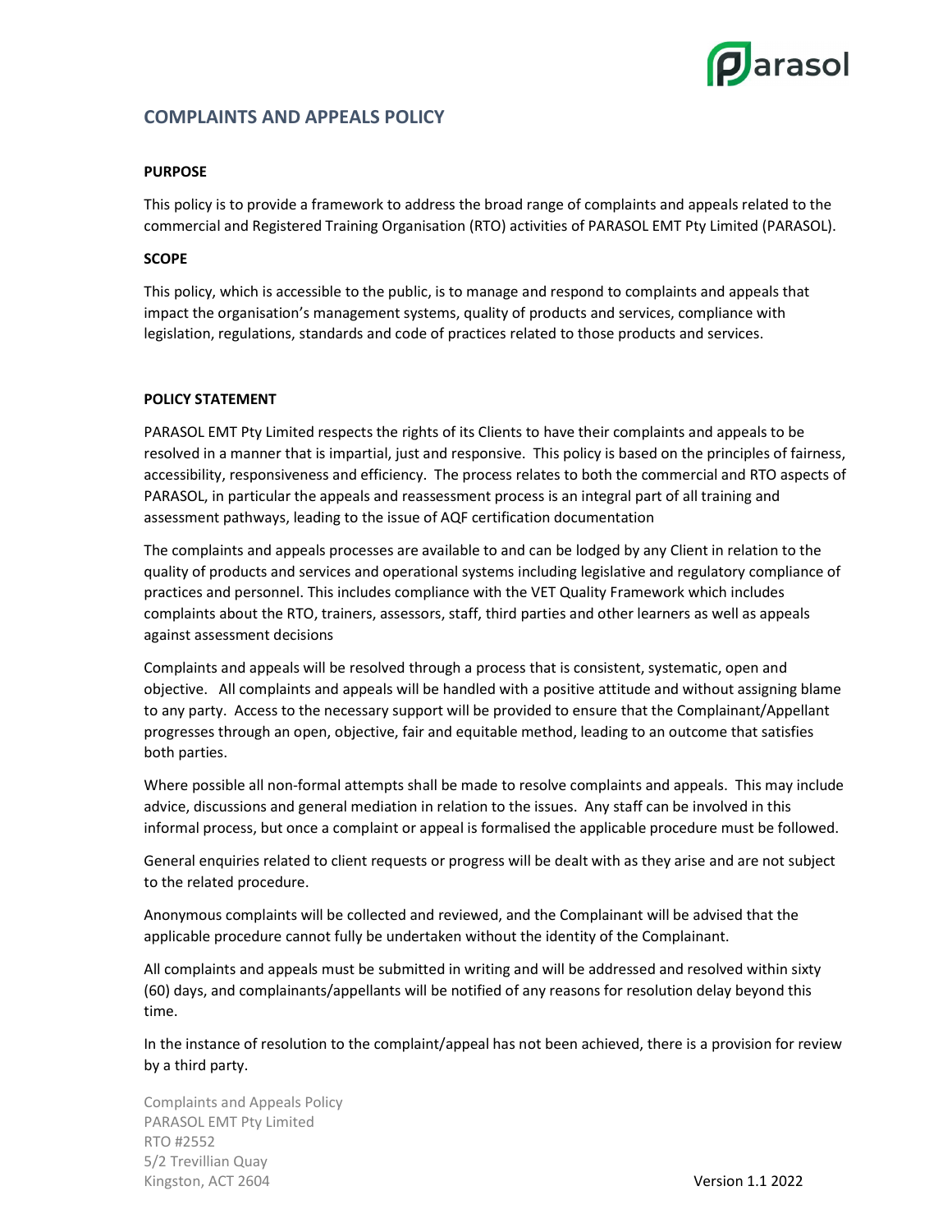# COMPLAINTS AND APPEALS POLICY

**PURPOSE**

This policy is to provide a framework to address the broad range of complaints and appeals related to the commercial and Registered Training Organisation (RTO) activities of PARASOL EMT Pty Limited (PARASOL).

**SCOPE**

This policy, which is accessible to the public, is to manage and respond to complaints and appeals that impact the organisation's management systems, quality of products and services, compliance with legislation, regulations, standards and code of practices related to those products and services.

**POLICY STATEMENT**

PARASOL EMT Pty Limited respects the rights of its Clients to have their complaints and appeals to be resolved in a manner that is impartial, just and responsive. This policy is based on the principles of fairness, accessibility, responsiveness and efficiency. The process relates to both the commercial and RTO aspects of PARASOL, in particular the appeals and reassessment process is an integral part of all training and assessment pathways, leading to the issue of AQF certification documentation

The complaints and appeals processes are available to and can be lodged by any Client in relation to the quality of products and services and operational systems including legislative and regulatory compliance of practices and personnel. This includes compliance with the VET Quality Framework which includes complaints about the RTO, trainers, assessors, staff, third parties and other learners as well as appeals against assessment decisions

Complaints and appeals will be resolved through a process that is consistent, systematic, open and objective. All complaints and appeals will be handled with a positive attitude and without assigning blame to any party. Access to the necessary support will be provided to ensure that the Complainant/Appellant progresses through an open, objective, fair and equitable method, leading to an outcome that satisfies both parties.

Where possible all non-formal attempts shall be made to resolve complaints and appeals. This may include advice, discussions and general mediation in relation to the issues. Any staff can be involved in this informal process, but once a complaint or appeal is formalised the applicable procedure must be followed.

General enquiries related to client requests or progress will be dealt with as they arise and are not subject to the related procedure.

Anonymous complaints will be collected and reviewed, and the Complainant will be advised that the applicable procedure cannot fully be undertaken without the identity of the Complainant.

All complaints and appeals must be submitted in writing and will be addressed and resolved within sixty (60) days, and complainants/appellants will be notified of any reasons for resolution delay beyond this time.

In the instance of resolution to the complaint/appeal has not been achieved, there is a provision for review by a third party.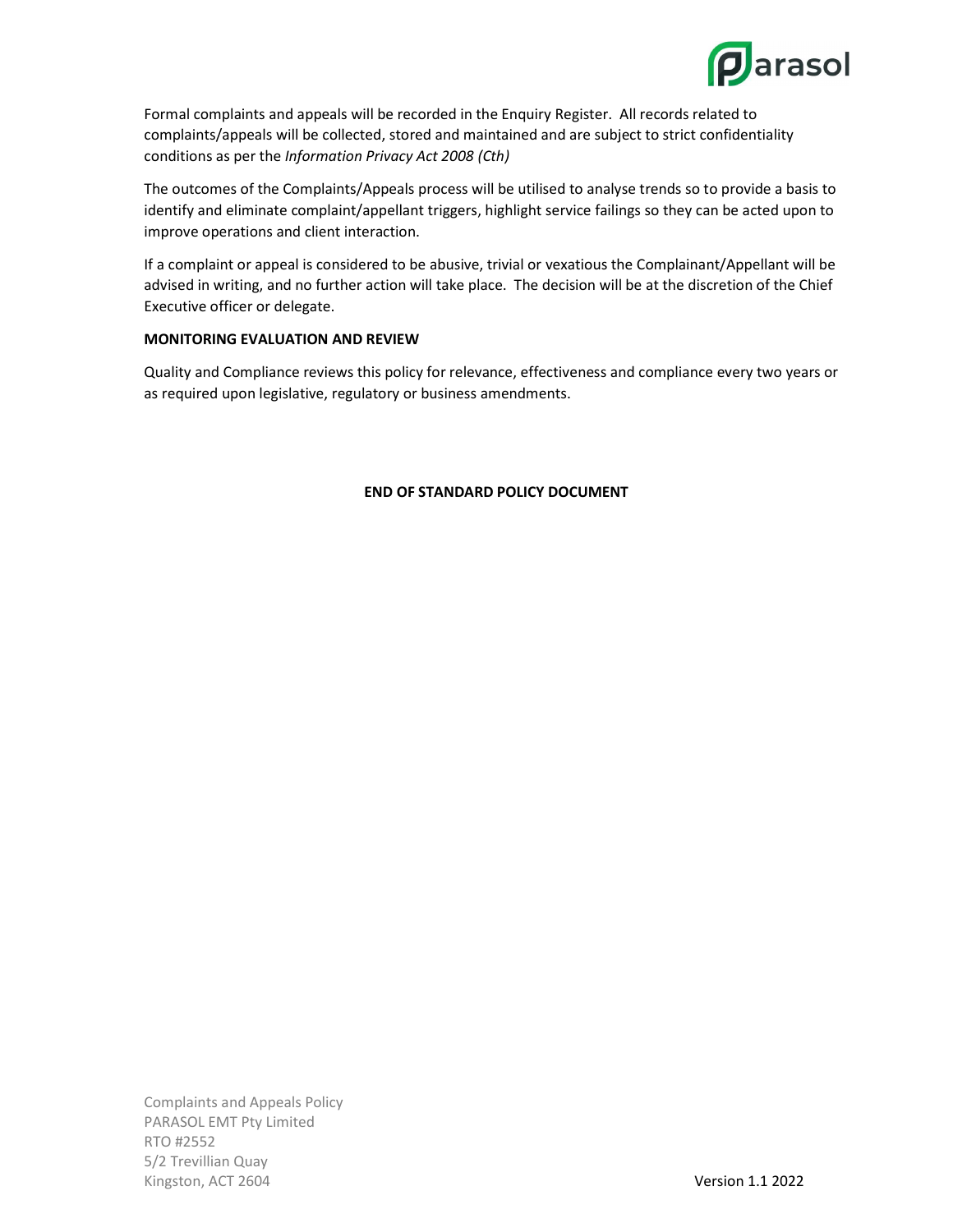Formal complaints and appeals will be recorded in the Enquiry Register. All records related to complaints/appeals will be collected, stored and maintained and are subject to strict confidentiality conditions as per the *Information Privacy Act 2008 (Cth)*

The outcomes of the Complaints/Appeals process will be utilised to analyse trends so to provide a basis to identify and eliminate complaint/appellant triggers, highlight service failings so they can be acted upon to improve operations and client interaction.

If a complaint or appeal is considered to be abusive, trivial or vexatious the Complainant/Appellant will be advised in writing, and no further action will take place. The decision will be at the discretion of the Chief Executive officer or delegate.

**MONITORING EVALUATION AND REVIEW**

Quality and Compliance reviews this policy for relevance, effectiveness and compliance every two years or as required upon legislative, regulatory or business amendments.

**END OF STANDARD POLICY DOCUMENT**